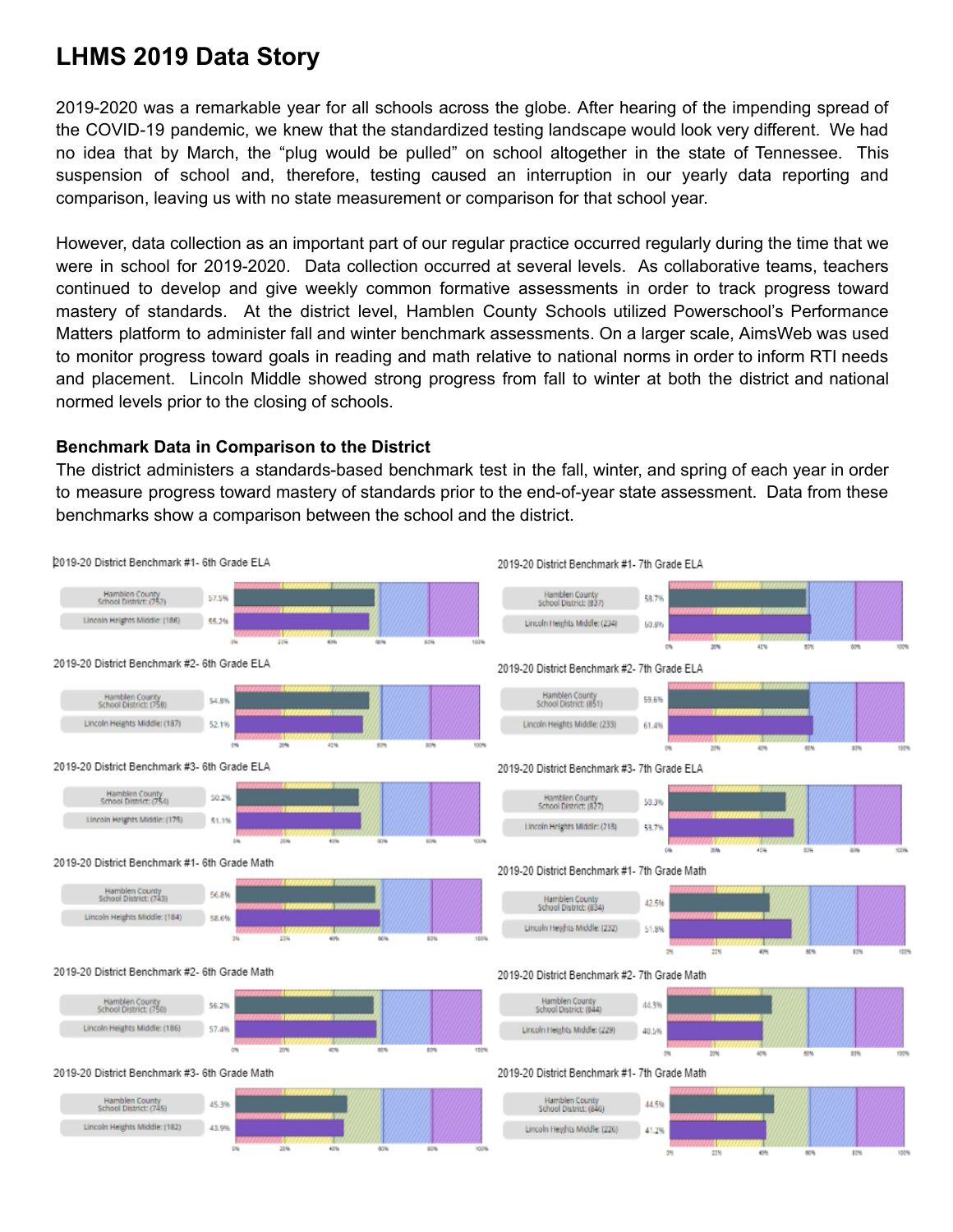# LHMS 2019 Data Story

2019-2020 was a remarkable year for all schools across the globe. After hearing of the impending spread of the COVID-19 pandemic, we knew that the standardized testing landscape would look very different. We had no idea that by March, the "plug would be pulled" on school altogether in the state of Tennessee. This suspension of school and, therefore, testing caused an interruption in our yearly data reporting and comparison, leaving us with no state measurement or comparison for that school year.

However, data collection as an important part of our regular practice occurred regularly during the time that we were in school for 2019-2020. Data collection occurred at several levels. As collaborative teams, teachers continued to develop and give weekly common formative assessments in order to track progress toward mastery of standards. At the district level, Hamblen County Schools utilized Powerschool's Performance Matters platform to administer fall and winter benchmark assessments. On a larger scale, AimsWeb was used to monitor progress toward goals in reading and math relative to national norms in order to inform RTI needs and placement. Lincoln Middle showed strong progress from fall to winter at both the district and national normed levels prior to the closing of schools.

### Benchmark Data in Comparison to the District

The district administers a standards-based benchmark test in the fall, winter, and spring of each year in order to measure progress toward mastery of standards prior to the end-of-year state assessment. Data from these benchmarks show a comparison between the school and the district.

2019-20 District Benchmark #1- 6th Grade ELA

| | |
|---|---|
| Hamblen County School District (752) | 57.5% |
| Lincoln Heights Middle (186) | 55.2% |

2019-20 District Benchmark #2- 6th Grade ELA

| | |
|---|---|
| Hamblen County School District (758) | 54.8% |
| Lincoln Heights Middle (187) | 52.1% |

2019-20 District Benchmark #3- 6th Grade ELA

| | |
|---|---|
| Hamblen County School District (754) | 50.2% |
| Lincoln Heights Middle (175) | 51.1% |

2019-20 District Benchmark #1- 6th Grade Math

| | |
|---|---|
| Hamblen County School District (743) | 56.8% |
| Lincoln Heights Middle (184) | 58.6% |

2019-20 District Benchmark #2- 6th Grade Math

| | |
|---|---|
| Hamblen County School District (750) | 56.2% |
| Lincoln Heights Middle (186) | 57.4% |

2019-20 District Benchmark #3- 6th Grade Math

| | |
|---|---|
| Hamblen County School District (745) | 45.3% |
| Lincoln Heights Middle (182) | 43.9% |

2019-20 District Benchmark #1- 7th Grade ELA

| | |
|---|---|
| Hamblen County School District (837) | 58.7% |
| Lincoln Heights Middle (234) | 60.8% |

2019-20 District Benchmark #2- 7th Grade ELA

| | |
|---|---|
| Hamblen County School District (851) | 59.6% |
| Lincoln Heights Middle (233) | 61.4% |

2019-20 District Benchmark #3- 7th Grade ELA

| | |
|---|---|
| Hamblen County School District (827) | 50.3% |
| Lincoln Heights Middle (218) | 53.7% |

2019-20 District Benchmark #1- 7th Grade Math

| | |
|---|---|
| Hamblen County School District (834) | 42.5% |
| Lincoln Heights Middle (232) | 51.8% |

2019-20 District Benchmark #2- 7th Grade Math

| | |
|---|---|
| Hamblen County School District (844) | 44.3% |
| Lincoln Heights Middle (229) | 40.5% |

2019-20 District Benchmark #1- 7th Grade Math

| | |
|---|---|
| Hamblen County School District (846) | 44.5% |
| Lincoln Heights Middle (226) | 41.2% |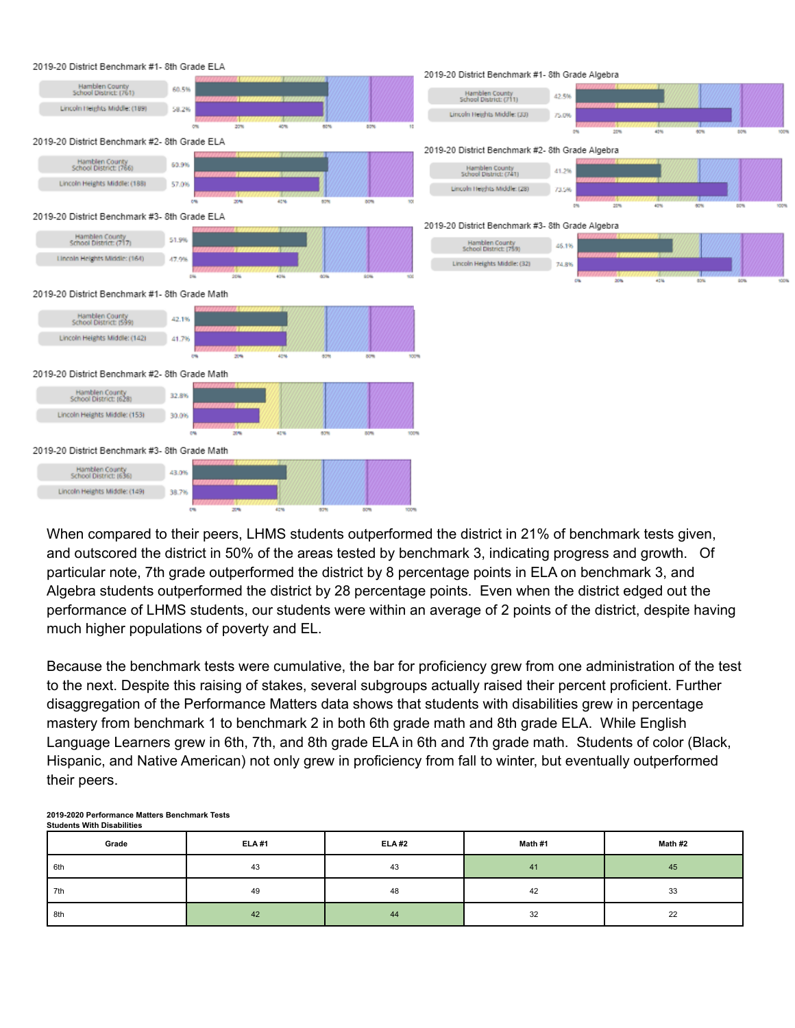2019-20 District Benchmark #1- 8th Grade ELA

| | |
|---|---|
| Hamblen County School District (761) | 60.5% |
| Lincoln Heights Middle (189) | 58.2% |

2019-20 District Benchmark #2- 8th Grade ELA

| | |
|---|---|
| Hamblen County School District (766) | 60.9% |
| Lincoln Heights Middle (188) | 57.0% |

2019-20 District Benchmark #3- 8th Grade ELA

| | |
|---|---|
| Hamblen County School District (717) | 51.9% |
| Lincoln Heights Middle (164) | 47.9% |

2019-20 District Benchmark #1- 8th Grade Math

| | |
|---|---|
| Hamblen County School District (599) | 42.1% |
| Lincoln Heights Middle (142) | 41.7% |

2019-20 District Benchmark #2- 8th Grade Math

| | |
|---|---|
| Hamblen County School District (628) | 32.8% |
| Lincoln Heights Middle (153) | 30.0% |

2019-20 District Benchmark #3- 8th Grade Math

| | |
|---|---|
| Hamblen County School District (636) | 43.0% |
| Lincoln Heights Middle (149) | 38.7% |

2019-20 District Benchmark #1- 8th Grade Algebra

| | |
|---|---|
| Hamblen County School District (711) | 42.5% |
| Lincoln Heights Middle (33) | 75.0% |

2019-20 District Benchmark #2- 8th Grade Algebra

| | |
|---|---|
| Hamblen County School District (741) | 41.2% |
| Lincoln Heights Middle (28) | 73.5% |

2019-20 District Benchmark #3- 8th Grade Algebra

| | |
|---|---|
| Hamblen County School District (759) | 46.1% |
| Lincoln Heights Middle (32) | 74.8% |

When compared to their peers, LHMS students outperformed the district in 21% of benchmark tests given, and outscored the district in 50% of the areas tested by benchmark 3, indicating progress and growth. Of particular note, 7th grade outperformed the district by 8 percentage points in ELA on benchmark 3, and Algebra students outperformed the district by 28 percentage points. Even when the district edged out the performance of LHMS students, our students were within an average of 2 points of the district, despite having much higher populations of poverty and EL.

Because the benchmark tests were cumulative, the bar for proficiency grew from one administration of the test to the next. Despite this raising of stakes, several subgroups actually raised their percent proficient. Further disaggregation of the Performance Matters data shows that students with disabilities grew in percentage mastery from benchmark 1 to benchmark 2 in both 6th grade math and 8th grade ELA. While English Language Learners grew in 6th, 7th, and 8th grade ELA in 6th and 7th grade math. Students of color (Black, Hispanic, and Native American) not only grew in proficiency from fall to winter, but eventually outperformed their peers.

**2019-2020 Performance Matters Benchmark Tests**
**Students With Disabilities**

| Grade | ELA #1 | ELA #2 | Math #1 | Math #2 |
|---|---|---|---|---|
| 6th | 43 | 43 | 41 | 45 |
| 7th | 49 | 48 | 42 | 33 |
| 8th | 42 | 44 | 32 | 22 |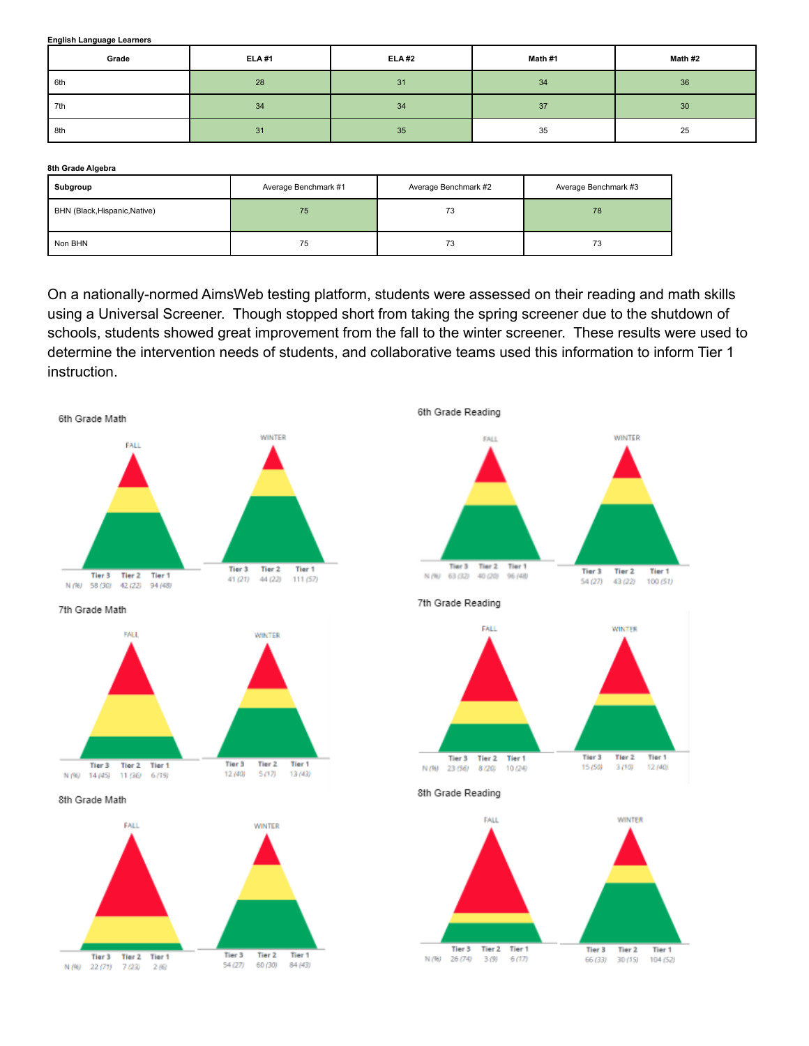**English Language Learners**

| Grade | ELA #1 | ELA #2 | Math #1 | Math #2 |
|---|---|---|---|---|
| 6th | 28 | 31 | 34 | 36 |
| 7th | 34 | 34 | 37 | 30 |
| 8th | 31 | 35 | 35 | 25 |

**8th Grade Algebra**

| Subgroup | Average Benchmark #1 | Average Benchmark #2 | Average Benchmark #3 |
|---|---|---|---|
| BHN (Black,Hispanic,Native) | 75 | 73 | 78 |
| Non BHN | 75 | 73 | 73 |

On a nationally-normed AimsWeb testing platform, students were assessed on their reading and math skills using a Universal Screener. Though stopped short from taking the spring screener due to the shutdown of schools, students showed great improvement from the fall to the winter screener. These results were used to determine the intervention needs of students, and collaborative teams used this information to inform Tier 1 instruction.

6th Grade Math

FALL
Tier 3 Tier 2 Tier 1
N (%) 58 (30) 42 (22) 94 (48)

WINTER
Tier 3 Tier 2 Tier 1
41 (21) 44 (22) 111 (57)

7th Grade Math

FALL
Tier 3 Tier 2 Tier 1
N (%) 14 (45) 11 (36) 6 (19)

WINTER
Tier 3 Tier 2 Tier 1
12 (40) 5 (17) 13 (43)

8th Grade Math

FALL
Tier 3 Tier 2 Tier 1
N (%) 22 (71) 7 (23) 2 (6)

WINTER
Tier 3 Tier 2 Tier 1
54 (27) 60 (30) 84 (43)

6th Grade Reading

FALL
Tier 3 Tier 2 Tier 1
N (%) 63 (32) 40 (20) 96 (48)

WINTER
Tier 3 Tier 2 Tier 1
54 (27) 43 (22) 100 (51)

7th Grade Reading

FALL
Tier 3 Tier 2 Tier 1
N (%) 23 (56) 8 (20) 10 (24)

WINTER
Tier 3 Tier 2 Tier 1
15 (50) 3 (10) 12 (40)

8th Grade Reading

FALL
Tier 3 Tier 2 Tier 1
N (%) 26 (74) 3 (9) 6 (17)

WINTER
Tier 3 Tier 2 Tier 1
66 (33) 30 (15) 104 (52)